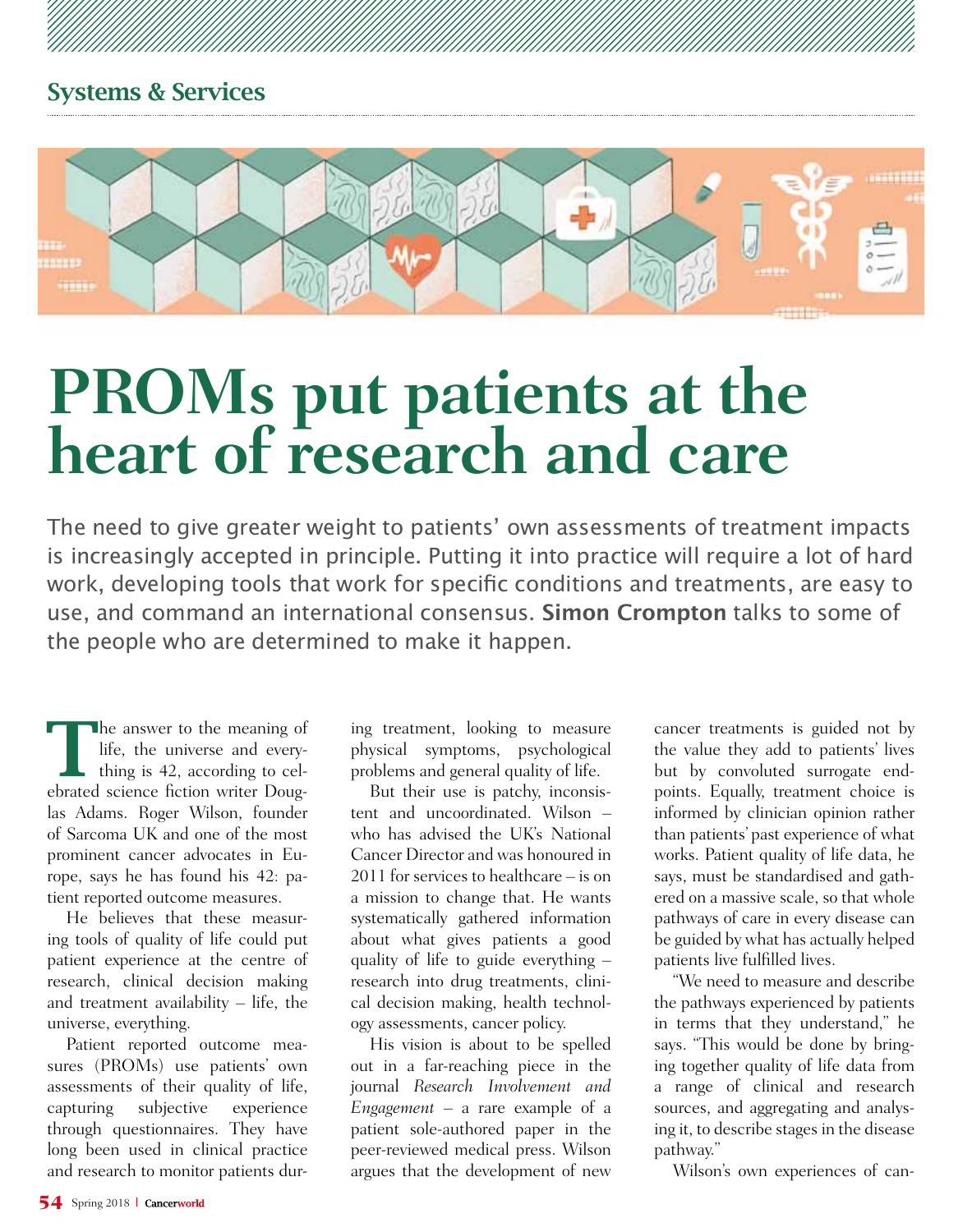Systems & Services

# PROMs put patients at the heart of research and care

The need to give greater weight to patients' own assessments of treatment impacts is increasingly accepted in principle. Putting it into practice will require a lot of hard work, developing tools that work for specific conditions and treatments, are easy to use, and command an international consensus. **Simon Crompton** talks to some of the people who are determined to make it happen.

The answer to the meaning of life, the universe and everything is 42, according to celebrated science fiction writer Douglas Adams. Roger Wilson, founder of Sarcoma UK and one of the most prominent cancer advocates in Europe, says he has found his 42: patient reported outcome measures.

He believes that these measuring tools of quality of life could put patient experience at the centre of research, clinical decision making and treatment availability – life, the universe, everything.

Patient reported outcome measures (PROMs) use patients' own assessments of their quality of life, capturing subjective experience through questionnaires. They have long been used in clinical practice and research to monitor patients during treatment, looking to measure physical symptoms, psychological problems and general quality of life.

But their use is patchy, inconsistent and uncoordinated. Wilson – who has advised the UK's National Cancer Director and was honoured in 2011 for services to healthcare – is on a mission to change that. He wants systematically gathered information about what gives patients a good quality of life to guide everything – research into drug treatments, clinical decision making, health technology assessments, cancer policy.

His vision is about to be spelled out in a far-reaching piece in the journal *Research Involvement and Engagement* – a rare example of a patient sole-authored paper in the peer-reviewed medical press. Wilson argues that the development of new cancer treatments is guided not by the value they add to patients' lives but by convoluted surrogate endpoints. Equally, treatment choice is informed by clinician opinion rather than patients' past experience of what works. Patient quality of life data, he says, must be standardised and gathered on a massive scale, so that whole pathways of care in every disease can be guided by what has actually helped patients live fulfilled lives.

"We need to measure and describe the pathways experienced by patients in terms that they understand," he says. "This would be done by bringing together quality of life data from a range of clinical and research sources, and aggregating and analysing it, to describe stages in the disease pathway."

Wilson's own experiences of can-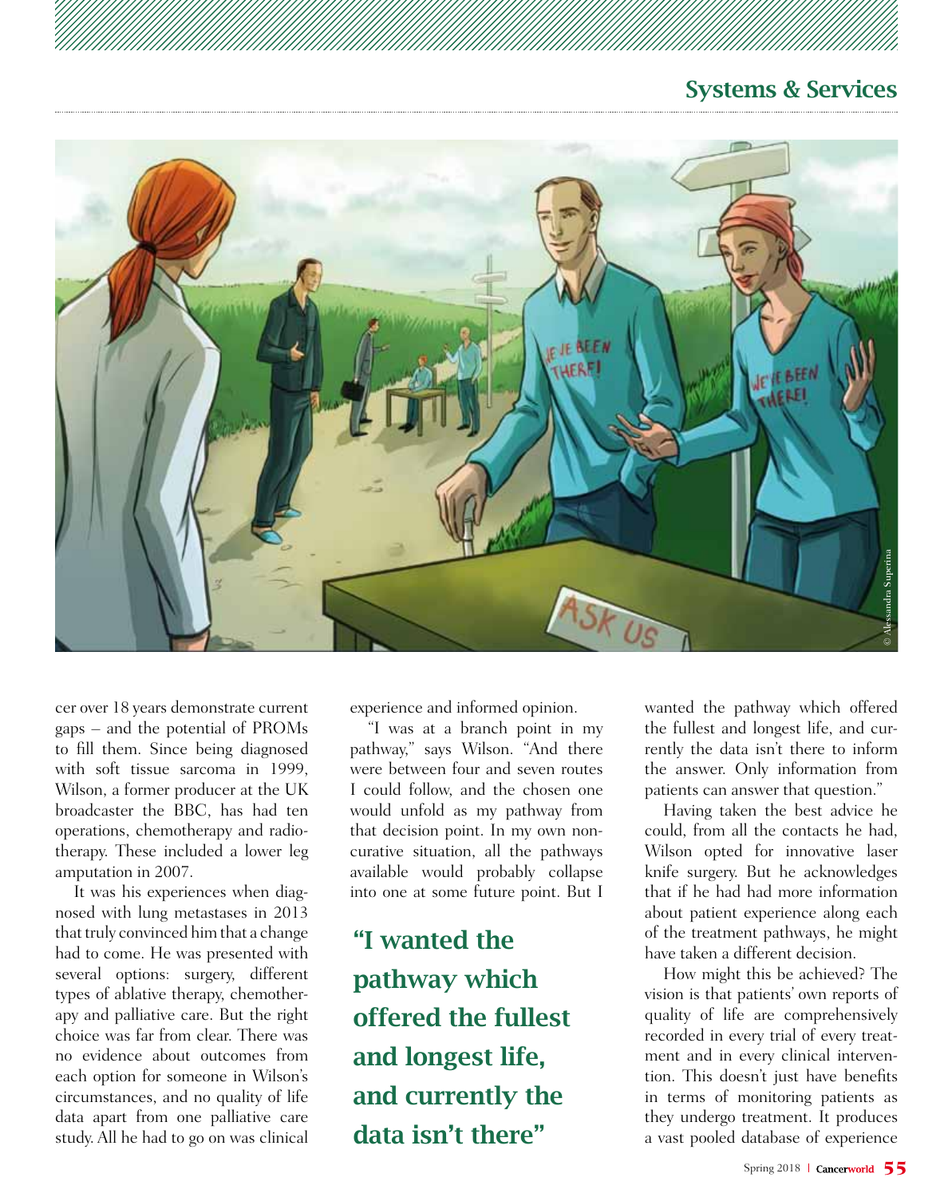cer over 18 years demonstrate current gaps – and the potential of PROMs to fill them. Since being diagnosed with soft tissue sarcoma in 1999, Wilson, a former producer at the UK broadcaster the BBC, has had ten operations, chemotherapy and radiotherapy. These included a lower leg amputation in 2007.

It was his experiences when diagnosed with lung metastases in 2013 that truly convinced him that a change had to come. He was presented with several options: surgery, different types of ablative therapy, chemotherapy and palliative care. But the right choice was far from clear. There was no evidence about outcomes from each option for someone in Wilson's circumstances, and no quality of life data apart from one palliative care study. All he had to go on was clinical experience and informed opinion.

"I was at a branch point in my pathway," says Wilson. "And there were between four and seven routes I could follow, and the chosen one would unfold as my pathway from that decision point. In my own non-curative situation, all the pathways available would probably collapse into one at some future point. But I wanted the pathway which offered the fullest and longest life, and currently the data isn't there to inform the answer. Only information from patients can answer that question."

**"I wanted the pathway which offered the fullest and longest life, and currently the data isn't there"**

Having taken the best advice he could, from all the contacts he had, Wilson opted for innovative laser knife surgery. But he acknowledges that if he had had more information about patient experience along each of the treatment pathways, he might have taken a different decision.

How might this be achieved? The vision is that patients' own reports of quality of life are comprehensively recorded in every trial of every treatment and in every clinical intervention. This doesn't just have benefits in terms of monitoring patients as they undergo treatment. It produces a vast pooled database of experience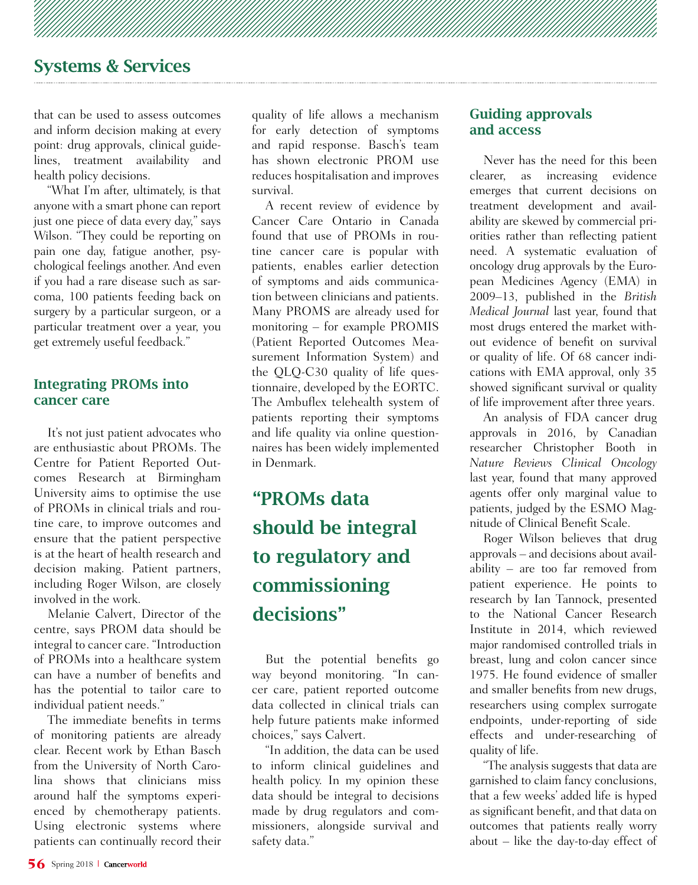that can be used to assess outcomes and inform decision making at every point: drug approvals, clinical guidelines, treatment availability and health policy decisions.

"What I'm after, ultimately, is that anyone with a smart phone can report just one piece of data every day," says Wilson. "They could be reporting on pain one day, fatigue another, psychological feelings another. And even if you had a rare disease such as sarcoma, 100 patients feeding back on surgery by a particular surgeon, or a particular treatment over a year, you get extremely useful feedback."

## Integrating PROMs into cancer care

It's not just patient advocates who are enthusiastic about PROMs. The Centre for Patient Reported Outcomes Research at Birmingham University aims to optimise the use of PROMs in clinical trials and routine care, to improve outcomes and ensure that the patient perspective is at the heart of health research and decision making. Patient partners, including Roger Wilson, are closely involved in the work.

Melanie Calvert, Director of the centre, says PROM data should be integral to cancer care. "Introduction of PROMs into a healthcare system can have a number of benefits and has the potential to tailor care to individual patient needs."

The immediate benefits in terms of monitoring patients are already clear. Recent work by Ethan Basch from the University of North Carolina shows that clinicians miss around half the symptoms experienced by chemotherapy patients. Using electronic systems where patients can continually record their quality of life allows a mechanism for early detection of symptoms and rapid response. Basch's team has shown electronic PROM use reduces hospitalisation and improves survival.

A recent review of evidence by Cancer Care Ontario in Canada found that use of PROMs in routine cancer care is popular with patients, enables earlier detection of symptoms and aids communication between clinicians and patients. Many PROMS are already used for monitoring – for example PROMIS (Patient Reported Outcomes Measurement Information System) and the QLQ-C30 quality of life questionnaire, developed by the EORTC. The Ambuflex telehealth system of patients reporting their symptoms and life quality via online questionnaires has been widely implemented in Denmark.

**"PROMs data should be integral to regulatory and commissioning decisions"**

But the potential benefits go way beyond monitoring. "In cancer care, patient reported outcome data collected in clinical trials can help future patients make informed choices," says Calvert.

"In addition, the data can be used to inform clinical guidelines and health policy. In my opinion these data should be integral to decisions made by drug regulators and commissioners, alongside survival and safety data."

## Guiding approvals and access

Never has the need for this been clearer, as increasing evidence emerges that current decisions on treatment development and availability are skewed by commercial priorities rather than reflecting patient need. A systematic evaluation of oncology drug approvals by the European Medicines Agency (EMA) in 2009–13, published in the *British Medical Journal* last year, found that most drugs entered the market without evidence of benefit on survival or quality of life. Of 68 cancer indications with EMA approval, only 35 showed significant survival or quality of life improvement after three years.

An analysis of FDA cancer drug approvals in 2016, by Canadian researcher Christopher Booth in *Nature Reviews Clinical Oncology* last year, found that many approved agents offer only marginal value to patients, judged by the ESMO Magnitude of Clinical Benefit Scale.

Roger Wilson believes that drug approvals – and decisions about availability – are too far removed from patient experience. He points to research by Ian Tannock, presented to the National Cancer Research Institute in 2014, which reviewed major randomised controlled trials in breast, lung and colon cancer since 1975. He found evidence of smaller and smaller benefits from new drugs, researchers using complex surrogate endpoints, under-reporting of side effects and under-researching of quality of life.

"The analysis suggests that data are garnished to claim fancy conclusions, that a few weeks' added life is hyped as significant benefit, and that data on outcomes that patients really worry about – like the day-to-day effect of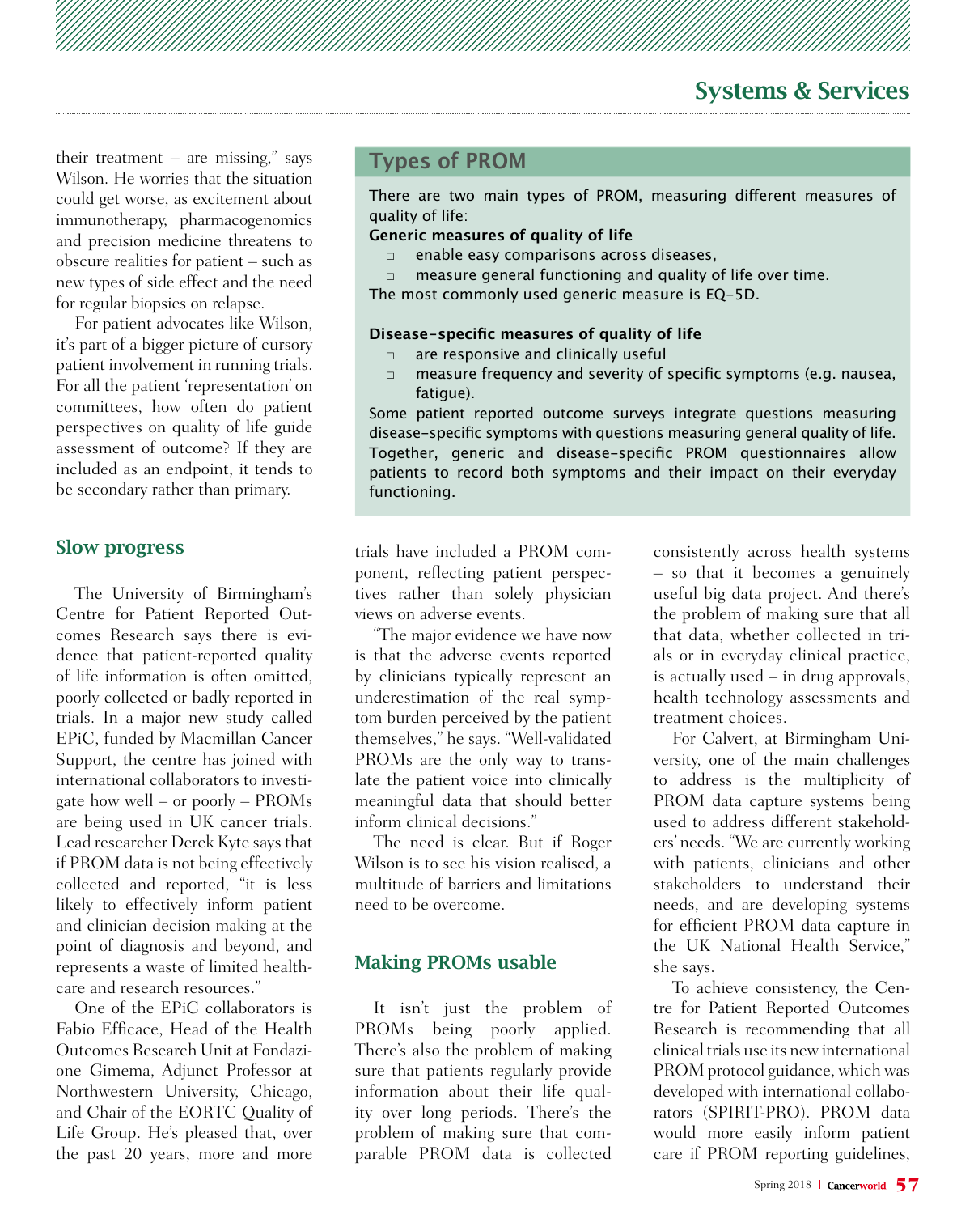their treatment – are missing," says Wilson. He worries that the situation could get worse, as excitement about immunotherapy, pharmacogenomics and precision medicine threatens to obscure realities for patient – such as new types of side effect and the need for regular biopsies on relapse.

For patient advocates like Wilson, it's part of a bigger picture of cursory patient involvement in running trials. For all the patient 'representation' on committees, how often do patient perspectives on quality of life guide assessment of outcome? If they are included as an endpoint, it tends to be secondary rather than primary.

## Types of PROM

There are two main types of PROM, measuring different measures of quality of life:

**Generic measures of quality of life**

- enable easy comparisons across diseases,
- measure general functioning and quality of life over time.

The most commonly used generic measure is EQ-5D.

**Disease-specific measures of quality of life**

- are responsive and clinically useful
- measure frequency and severity of specific symptoms (e.g. nausea, fatigue).

Some patient reported outcome surveys integrate questions measuring disease-specific symptoms with questions measuring general quality of life. Together, generic and disease-specific PROM questionnaires allow patients to record both symptoms and their impact on their everyday functioning.

## Slow progress

The University of Birmingham's Centre for Patient Reported Outcomes Research says there is evidence that patient-reported quality of life information is often omitted, poorly collected or badly reported in trials. In a major new study called EPiC, funded by Macmillan Cancer Support, the centre has joined with international collaborators to investigate how well – or poorly – PROMs are being used in UK cancer trials. Lead researcher Derek Kyte says that if PROM data is not being effectively collected and reported, "it is less likely to effectively inform patient and clinician decision making at the point of diagnosis and beyond, and represents a waste of limited healthcare and research resources."

One of the EPiC collaborators is Fabio Efficace, Head of the Health Outcomes Research Unit at Fondazione Gimema, Adjunct Professor at Northwestern University, Chicago, and Chair of the EORTC Quality of Life Group. He's pleased that, over the past 20 years, more and more trials have included a PROM component, reflecting patient perspectives rather than solely physician views on adverse events.

"The major evidence we have now is that the adverse events reported by clinicians typically represent an underestimation of the real symptom burden perceived by the patient themselves," he says. "Well-validated PROMs are the only way to translate the patient voice into clinically meaningful data that should better inform clinical decisions."

The need is clear. But if Roger Wilson is to see his vision realised, a multitude of barriers and limitations need to be overcome.

## Making PROMs usable

It isn't just the problem of PROMs being poorly applied. There's also the problem of making sure that patients regularly provide information about their life quality over long periods. There's the problem of making sure that comparable PROM data is collected consistently across health systems – so that it becomes a genuinely useful big data project. And there's the problem of making sure that all that data, whether collected in trials or in everyday clinical practice, is actually used – in drug approvals, health technology assessments and treatment choices.

For Calvert, at Birmingham University, one of the main challenges to address is the multiplicity of PROM data capture systems being used to address different stakeholders' needs. "We are currently working with patients, clinicians and other stakeholders to understand their needs, and are developing systems for efficient PROM data capture in the UK National Health Service," she says.

To achieve consistency, the Centre for Patient Reported Outcomes Research is recommending that all clinical trials use its new international PROM protocol guidance, which was developed with international collaborators (SPIRIT-PRO). PROM data would more easily inform patient care if PROM reporting guidelines,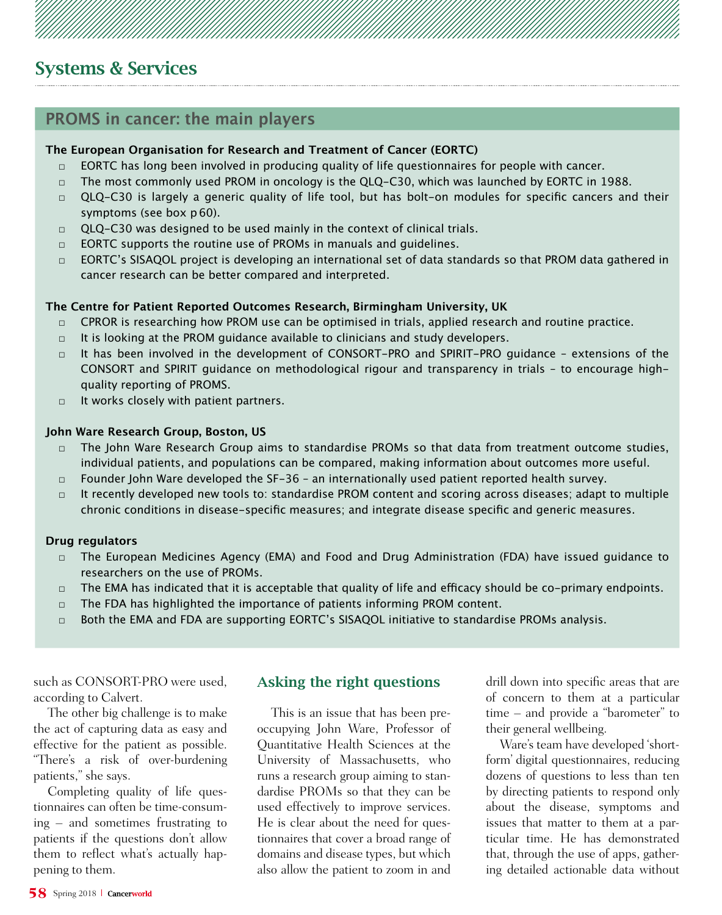## Systems & Services

### PROMS in cancer: the main players

**The European Organisation for Research and Treatment of Cancer (EORTC)**

- EORTC has long been involved in producing quality of life questionnaires for people with cancer.
- The most commonly used PROM in oncology is the QLQ-C30, which was launched by EORTC in 1988.
- QLQ-C30 is largely a generic quality of life tool, but has bolt-on modules for specific cancers and their symptoms (see box p 60).
- QLQ-C30 was designed to be used mainly in the context of clinical trials.
- EORTC supports the routine use of PROMs in manuals and guidelines.
- EORTC's SISAQOL project is developing an international set of data standards so that PROM data gathered in cancer research can be better compared and interpreted.

**The Centre for Patient Reported Outcomes Research, Birmingham University, UK**

- CPROR is researching how PROM use can be optimised in trials, applied research and routine practice.
- It is looking at the PROM guidance available to clinicians and study developers.
- It has been involved in the development of CONSORT-PRO and SPIRIT-PRO guidance – extensions of the CONSORT and SPIRIT guidance on methodological rigour and transparency in trials – to encourage high-quality reporting of PROMS.
- It works closely with patient partners.

**John Ware Research Group, Boston, US**

- The John Ware Research Group aims to standardise PROMs so that data from treatment outcome studies, individual patients, and populations can be compared, making information about outcomes more useful.
- Founder John Ware developed the SF-36 – an internationally used patient reported health survey.
- It recently developed new tools to: standardise PROM content and scoring across diseases; adapt to multiple chronic conditions in disease-specific measures; and integrate disease specific and generic measures.

**Drug regulators**

- The European Medicines Agency (EMA) and Food and Drug Administration (FDA) have issued guidance to researchers on the use of PROMs.
- The EMA has indicated that it is acceptable that quality of life and efficacy should be co-primary endpoints.
- The FDA has highlighted the importance of patients informing PROM content.
- Both the EMA and FDA are supporting EORTC's SISAQOL initiative to standardise PROMs analysis.

such as CONSORT-PRO were used, according to Calvert.

The other big challenge is to make the act of capturing data as easy and effective for the patient as possible. "There's a risk of over-burdening patients," she says.

Completing quality of life questionnaires can often be time-consuming – and sometimes frustrating to patients if the questions don't allow them to reflect what's actually happening to them.

### Asking the right questions

This is an issue that has been preoccupying John Ware, Professor of Quantitative Health Sciences at the University of Massachusetts, who runs a research group aiming to standardise PROMs so that they can be used effectively to improve services. He is clear about the need for questionnaires that cover a broad range of domains and disease types, but which also allow the patient to zoom in and drill down into specific areas that are of concern to them at a particular time – and provide a "barometer" to their general wellbeing.

Ware's team have developed 'short-form' digital questionnaires, reducing dozens of questions to less than ten by directing patients to respond only about the disease, symptoms and issues that matter to them at a particular time. He has demonstrated that, through the use of apps, gathering detailed actionable data without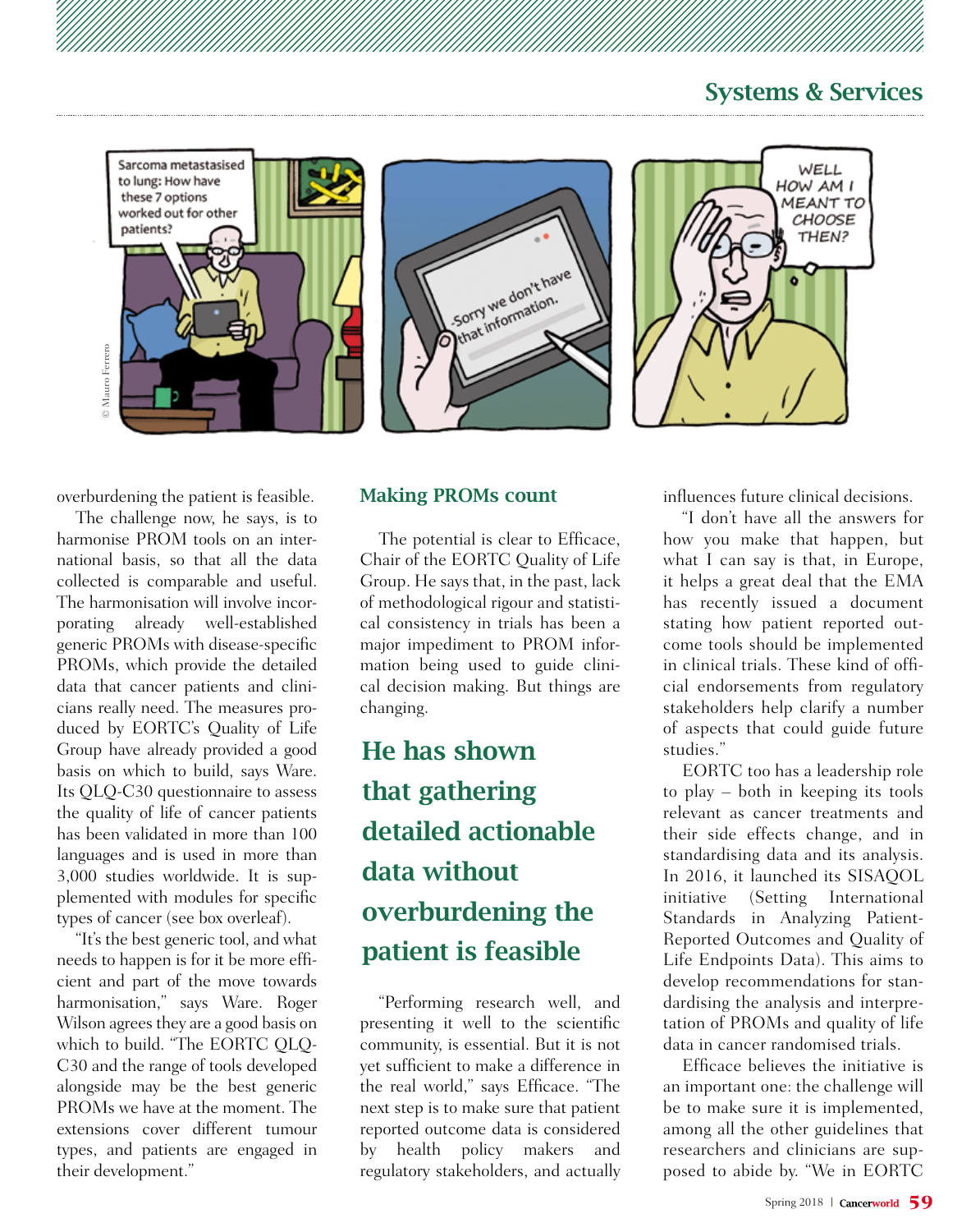overburdening the patient is feasible.

The challenge now, he says, is to harmonise PROM tools on an international basis, so that all the data collected is comparable and useful. The harmonisation will involve incorporating already well-established generic PROMs with disease-specific PROMs, which provide the detailed data that cancer patients and clinicians really need. The measures produced by EORTC's Quality of Life Group have already provided a good basis on which to build, says Ware. Its QLQ-C30 questionnaire to assess the quality of life of cancer patients has been validated in more than 100 languages and is used in more than 3,000 studies worldwide. It is supplemented with modules for specific types of cancer (see box overleaf).

"It's the best generic tool, and what needs to happen is for it be more efficient and part of the move towards harmonisation," says Ware. Roger Wilson agrees they are a good basis on which to build. "The EORTC QLQ-C30 and the range of tools developed alongside may be the best generic PROMs we have at the moment. The extensions cover different tumour types, and patients are engaged in their development."

## Making PROMs count

The potential is clear to Efficace, Chair of the EORTC Quality of Life Group. He says that, in the past, lack of methodological rigour and statistical consistency in trials has been a major impediment to PROM information being used to guide clinical decision making. But things are changing.

**He has shown that gathering detailed actionable data without overburdening the patient is feasible**

"Performing research well, and presenting it well to the scientific community, is essential. But it is not yet sufficient to make a difference in the real world," says Efficace. "The next step is to make sure that patient reported outcome data is considered by health policy makers and regulatory stakeholders, and actually influences future clinical decisions.

"I don't have all the answers for how you make that happen, but what I can say is that, in Europe, it helps a great deal that the EMA has recently issued a document stating how patient reported outcome tools should be implemented in clinical trials. These kind of official endorsements from regulatory stakeholders help clarify a number of aspects that could guide future studies."

EORTC too has a leadership role to play – both in keeping its tools relevant as cancer treatments and their side effects change, and in standardising data and its analysis. In 2016, it launched its SISAQOL initiative (Setting International Standards in Analyzing Patient-Reported Outcomes and Quality of Life Endpoints Data). This aims to develop recommendations for standardising the analysis and interpretation of PROMs and quality of life data in cancer randomised trials.

Efficace believes the initiative is an important one: the challenge will be to make sure it is implemented, among all the other guidelines that researchers and clinicians are supposed to abide by. "We in EORTC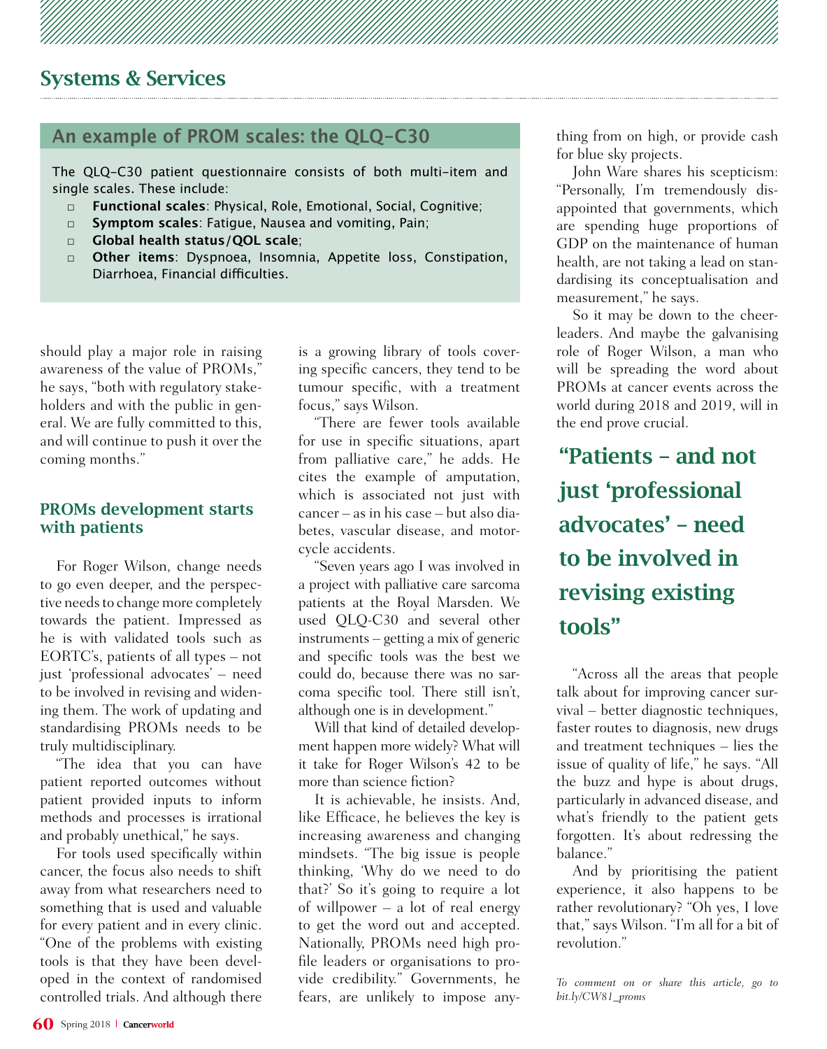## An example of PROM scales: the QLQ-C30

The QLQ-C30 patient questionnaire consists of both multi-item and single scales. These include:

- **Functional scales**: Physical, Role, Emotional, Social, Cognitive;
- **Symptom scales**: Fatigue, Nausea and vomiting, Pain;
- **Global health status/QOL scale**;
- **Other items**: Dyspnoea, Insomnia, Appetite loss, Constipation, Diarrhoea, Financial difficulties.

should play a major role in raising awareness of the value of PROMs," he says, "both with regulatory stakeholders and with the public in general. We are fully committed to this, and will continue to push it over the coming months."

### PROMs development starts with patients

For Roger Wilson, change needs to go even deeper, and the perspective needs to change more completely towards the patient. Impressed as he is with validated tools such as EORTC's, patients of all types – not just 'professional advocates' – need to be involved in revising and widening them. The work of updating and standardising PROMs needs to be truly multidisciplinary.

"The idea that you can have patient reported outcomes without patient provided inputs to inform methods and processes is irrational and probably unethical," he says.

For tools used specifically within cancer, the focus also needs to shift away from what researchers need to something that is used and valuable for every patient and in every clinic. "One of the problems with existing tools is that they have been developed in the context of randomised controlled trials. And although there is a growing library of tools covering specific cancers, they tend to be tumour specific, with a treatment focus," says Wilson.

"There are fewer tools available for use in specific situations, apart from palliative care," he adds. He cites the example of amputation, which is associated not just with cancer – as in his case – but also diabetes, vascular disease, and motorcycle accidents.

"Seven years ago I was involved in a project with palliative care sarcoma patients at the Royal Marsden. We used QLQ-C30 and several other instruments – getting a mix of generic and specific tools was the best we could do, because there was no sarcoma specific tool. There still isn't, although one is in development."

Will that kind of detailed development happen more widely? What will it take for Roger Wilson's 42 to be more than science fiction?

It is achievable, he insists. And, like Efficace, he believes the key is increasing awareness and changing mindsets. "The big issue is people thinking, 'Why do we need to do that?' So it's going to require a lot of willpower – a lot of real energy to get the word out and accepted. Nationally, PROMs need high profile leaders or organisations to provide credibility." Governments, he fears, are unlikely to impose anything from on high, or provide cash for blue sky projects.

John Ware shares his scepticism: "Personally, I'm tremendously disappointed that governments, which are spending huge proportions of GDP on the maintenance of human health, are not taking a lead on standardising its conceptualisation and measurement," he says.

So it may be down to the cheerleaders. And maybe the galvanising role of Roger Wilson, a man who will be spreading the word about PROMs at cancer events across the world during 2018 and 2019, will in the end prove crucial.

**"Patients – and not just 'professional advocates' – need to be involved in revising existing tools"**

"Across all the areas that people talk about for improving cancer survival – better diagnostic techniques, faster routes to diagnosis, new drugs and treatment techniques – lies the issue of quality of life," he says. "All the buzz and hype is about drugs, particularly in advanced disease, and what's friendly to the patient gets forgotten. It's about redressing the balance."

And by prioritising the patient experience, it also happens to be rather revolutionary? "Oh yes, I love that," says Wilson. "I'm all for a bit of revolution."

*To comment on or share this article, go to bit.ly/CW81_proms*